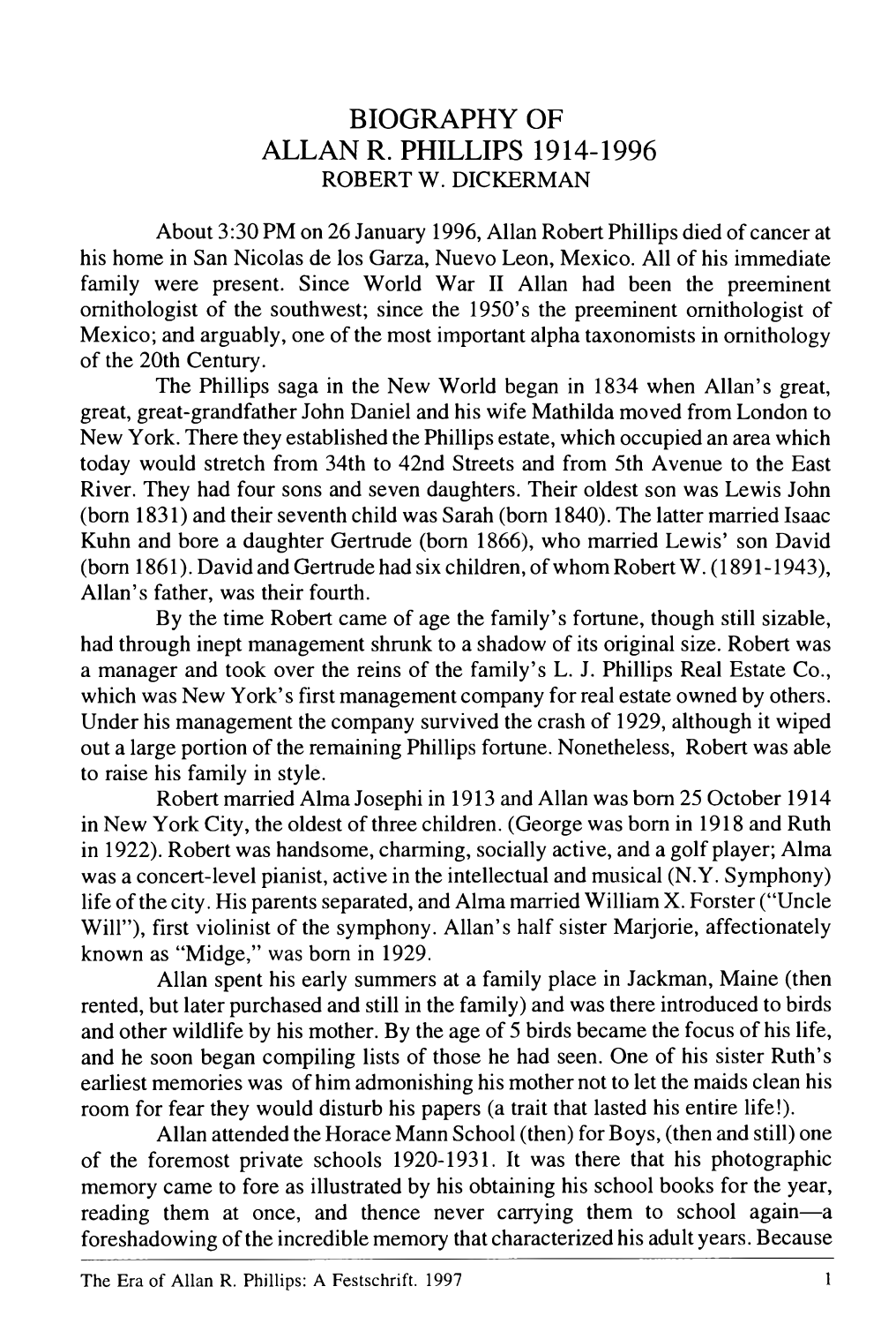# BIOGRAPHY OF ALLAN R. PHILLIPS 1914-1996

ROBERT W. DICKERMAN

About 3:30 PM on 26 January 1996, Allan Robert Phillips died of cancer at his home in San Nicolas de los Garza, Nuevo Leon, Mexico. All of his immediate family were present. Since World War II Allan had been the preeminent ornithologist of the southwest; since the 1950's the preeminent ornithologist of Mexico; and arguably, one of the most important alpha taxonomists in ornithology of the 20th Century.

The Phillips saga in the New World began in 1834 when Allan's great, great, great-grandfather John Daniel and his wife Mathilda moved from London to New York. There they established the Phillips estate, which occupied an area which today would stretch from 34th to 42nd Streets and from 5th Avenue to the East River. They had four sons and seven daughters. Their oldest son was Lewis John (born 1831) and their seventh child was Sarah (born 1840). The latter married Isaac Kuhn and bore a daughter Gertrude (born 1866), who married Lewis' son David (born 1861). David and Gertrude had six children, of whom Robert W. (1891-1943), Allan's father, was their fourth.

By the time Robert came of age the family's fortune, though still sizable, had through inept management shrunk to a shadow of its original size. Robert was a manager and took over the reins of the family's L. J. Phillips Real Estate Co., which was New York's first management company for real estate owned by others. Under his management the company survived the crash of 1929, although it wiped out a large portion of the remaining Phillips fortune. Nonetheless, Robert was able to raise his family in style.

Robert married Alma Josephi in 1913 and Allan was born 25 October 1914 in New York City, the oldest of three children. (George was born in 1918 and Ruth in 1922). Robert was handsome, charming, socially active, and a golf player; Alma was a concert-level pianist, active in the intellectual and musical (N.Y. Symphony) life of the city. His parents separated, and Alma married William X. Forster ("Uncle Will"), first violinist of the symphony. Allan's half sister Marjorie, affectionately known as "Midge," was born in 1929.

Allan spent his early summers at a family place in Jackman, Maine (then rented, but later purchased and still in the family) and was there introduced to birds and other wildlife by his mother. By the age of 5 birds became the focus of his life, and he soon began compiling lists of those he had seen. One of his sister Ruth's earliest memories was of him admonishing his mother not to let the maids clean his room for fear they would disturb his papers (a trait that lasted his entire life!).

Allan attended the Horace Mann School (then) for Boys, (then and still) one of the foremost private schools 1920-1931. It was there that his photographic memory came to fore as illustrated by his obtaining his school books for the year, reading them at once, and thence never carrying them to school again—a foreshadowing of the incredible memory that characterized his adult years. Because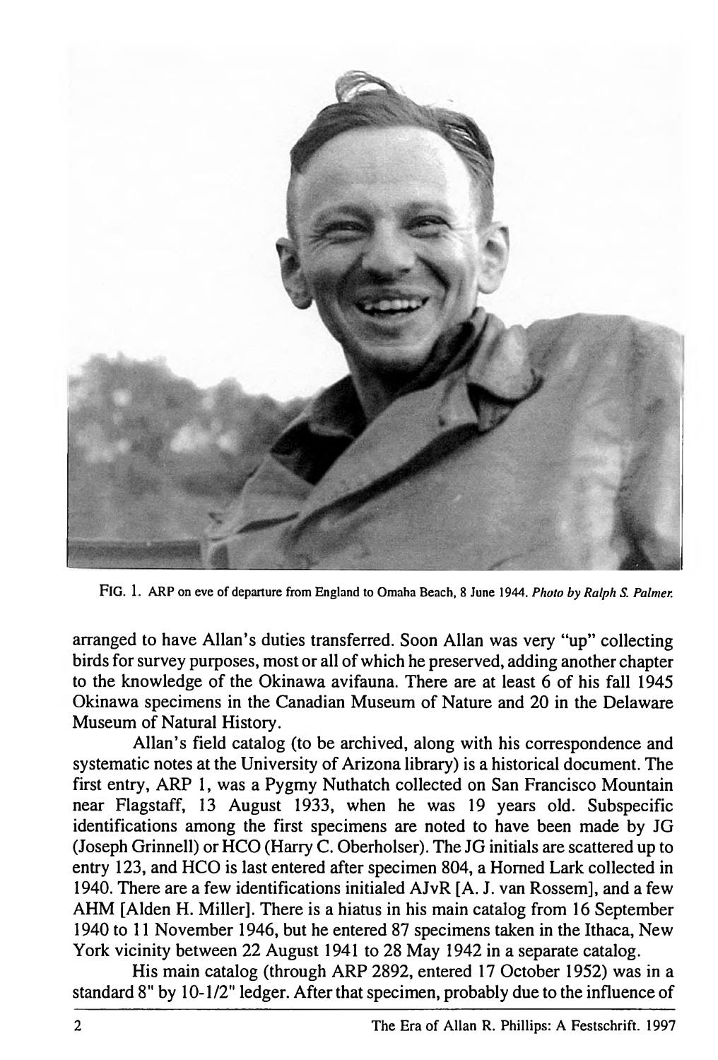FIG. 1. ARP on eve of departure from England to Omaha Beach, 8 June 1944. *Photo by Ralph S. Palmer.*

arranged to have Allan's duties transferred. Soon Allan was very "up" collecting birds for survey purposes, most or all of which he preserved, adding another chapter to the knowledge of the Okinawa avifauna. There are at least 6 of his fall 1945 Okinawa specimens in the Canadian Museum of Nature and 20 in the Delaware Museum of Natural History.

Allan's field catalog (to be archived, along with his correspondence and systematic notes at the University of Arizona library) is a historical document. The first entry, ARP 1, was a Pygmy Nuthatch collected on San Francisco Mountain near Flagstaff, 13 August 1933, when he was 19 years old. Subspecific identifications among the first specimens are noted to have been made by JG (Joseph Grinnell) or HCO (Harry C. Oberholser). The JG initials are scattered up to entry 123, and HCO is last entered after specimen 804, a Horned Lark collected in 1940. There are a few identifications initialed AJvR [A. J. van Rossem], and a few AHM [Alden H. Miller]. There is a hiatus in his main catalog from 16 September 1940 to 11 November 1946, but he entered 87 specimens taken in the Ithaca, New York vicinity between 22 August 1941 to 28 May 1942 in a separate catalog.

His main catalog (through ARP 2892, entered 17 October 1952) was in a standard 8" by 10-1/2" ledger. After that specimen, probably due to the influence of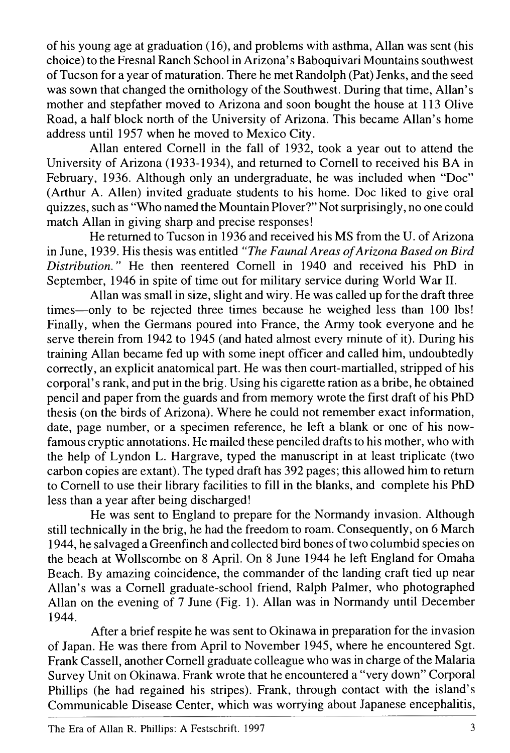of his young age at graduation (16), and problems with asthma, Allan was sent (his choice) to the Fresnal Ranch School in Arizona's Baboquivari Mountains southwest of Tucson for a year of maturation. There he met Randolph (Pat) Jenks, and the seed was sown that changed the ornithology of the Southwest. During that time, Allan's mother and stepfather moved to Arizona and soon bought the house at 113 Olive Road, a half block north of the University of Arizona. This became Allan's home address until 1957 when he moved to Mexico City.

Allan entered Cornell in the fall of 1932, took a year out to attend the University of Arizona (1933-1934), and returned to Cornell to received his BA in February, 1936. Although only an undergraduate, he was included when "Doc" (Arthur A. Allen) invited graduate students to his home. Doc liked to give oral quizzes, such as "Who named the Mountain Plover?" Not surprisingly, no one could match Allan in giving sharp and precise responses!

He returned to Tucson in 1936 and received his MS from the U. of Arizona in June, 1939. His thesis was entitled *"The Faunal Areas of Arizona Based on Bird Distribution."* He then reentered Cornell in 1940 and received his PhD in September, 1946 in spite of time out for military service during World War II.

Allan was small in size, slight and wiry. He was called up for the draft three times—only to be rejected three times because he weighed less than 100 lbs! Finally, when the Germans poured into France, the Army took everyone and he serve therein from 1942 to 1945 (and hated almost every minute of it). During his training Allan became fed up with some inept officer and called him, undoubtedly correctly, an explicit anatomical part. He was then court-martialled, stripped of his corporal's rank, and put in the brig. Using his cigarette ration as a bribe, he obtained pencil and paper from the guards and from memory wrote the first draft of his PhD thesis (on the birds of Arizona). Where he could not remember exact information, date, page number, or a specimen reference, he left a blank or one of his now-famous cryptic annotations. He mailed these penciled drafts to his mother, who with the help of Lyndon L. Hargrave, typed the manuscript in at least triplicate (two carbon copies are extant). The typed draft has 392 pages; this allowed him to return to Cornell to use their library facilities to fill in the blanks, and complete his PhD less than a year after being discharged!

He was sent to England to prepare for the Normandy invasion. Although still technically in the brig, he had the freedom to roam. Consequently, on 6 March 1944, he salvaged a Greenfinch and collected bird bones of two columbid species on the beach at Wollscombe on 8 April. On 8 June 1944 he left England for Omaha Beach. By amazing coincidence, the commander of the landing craft tied up near Allan's was a Cornell graduate-school friend, Ralph Palmer, who photographed Allan on the evening of 7 June (Fig. 1). Allan was in Normandy until December 1944.

After a brief respite he was sent to Okinawa in preparation for the invasion of Japan. He was there from April to November 1945, where he encountered Sgt. Frank Cassell, another Cornell graduate colleague who was in charge of the Malaria Survey Unit on Okinawa. Frank wrote that he encountered a "very down" Corporal Phillips (he had regained his stripes). Frank, through contact with the island's Communicable Disease Center, which was worrying about Japanese encephalitis,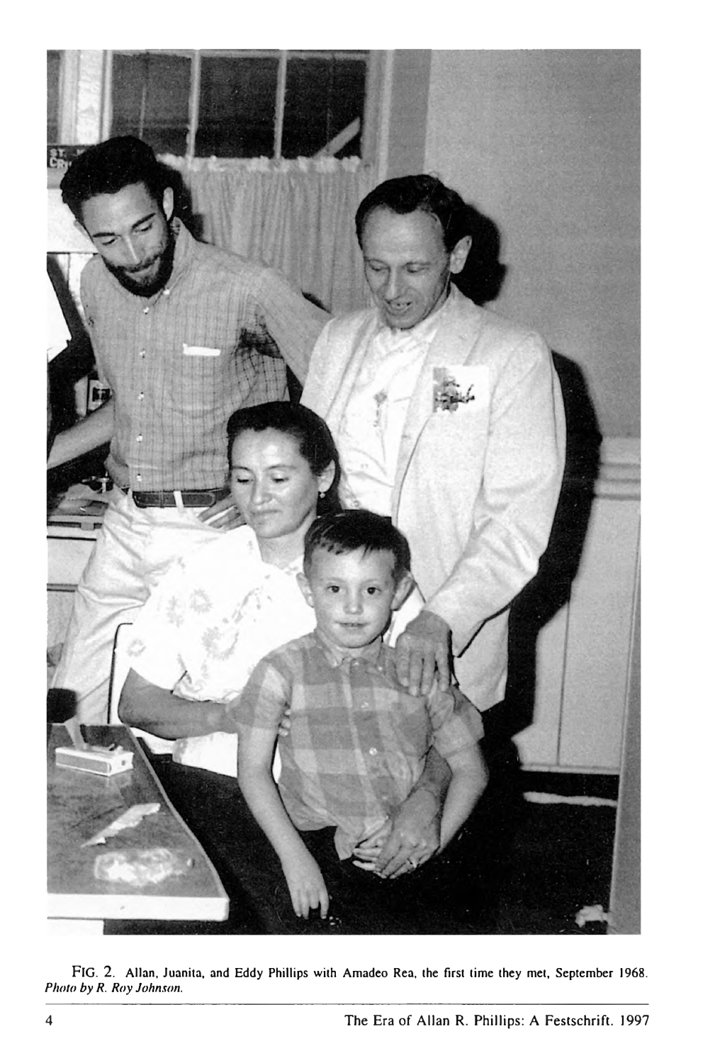FIG. 2. Allan, Juanita, and Eddy Phillips with Amadeo Rea, the first time they met, September 1968. *Photo by R. Roy Johnson.*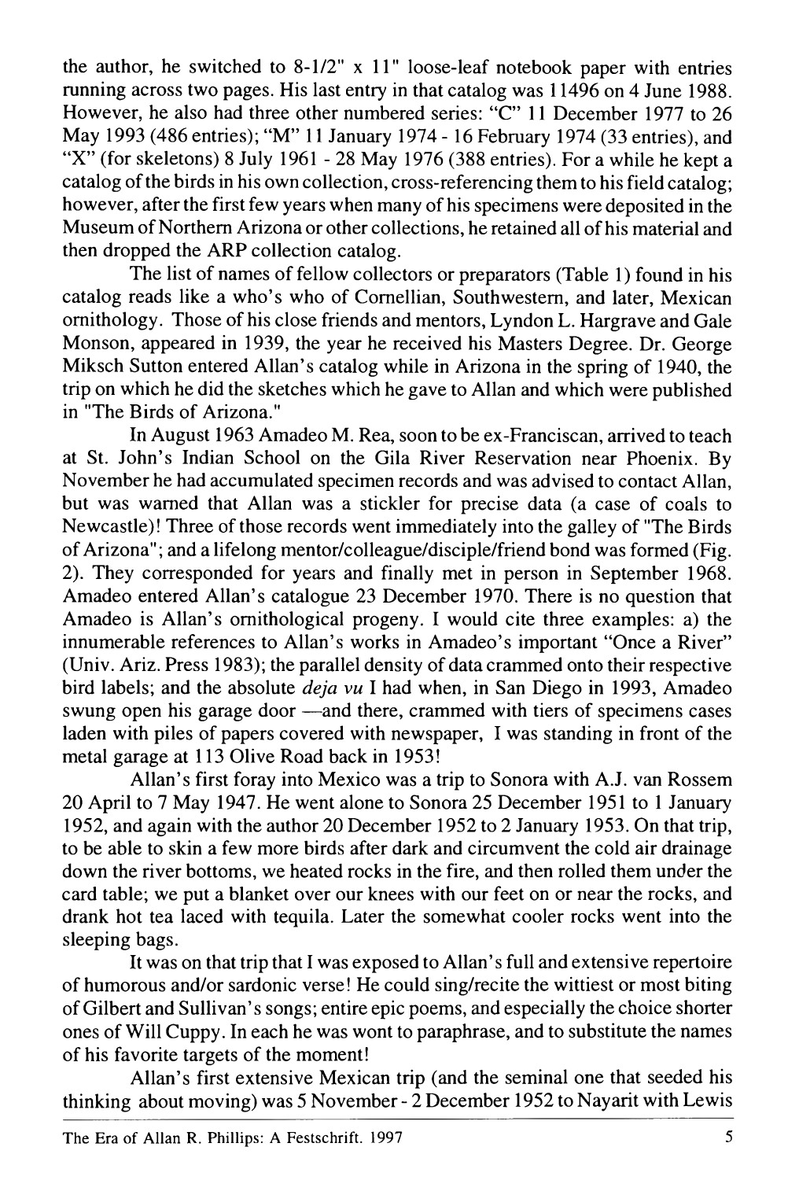the author, he switched to 8-1/2" x 11" loose-leaf notebook paper with entries running across two pages. His last entry in that catalog was 11496 on 4 June 1988. However, he also had three other numbered series: "C" 11 December 1977 to 26 May 1993 (486 entries); "M" 11 January 1974 - 16 February 1974 (33 entries), and "X" (for skeletons) 8 July 1961 - 28 May 1976 (388 entries). For a while he kept a catalog of the birds in his own collection, cross-referencing them to his field catalog; however, after the first few years when many of his specimens were deposited in the Museum of Northern Arizona or other collections, he retained all of his material and then dropped the ARP collection catalog.

The list of names of fellow collectors or preparators (Table 1) found in his catalog reads like a who's who of Cornellian, Southwestern, and later, Mexican ornithology. Those of his close friends and mentors, Lyndon L. Hargrave and Gale Monson, appeared in 1939, the year he received his Masters Degree. Dr. George Miksch Sutton entered Allan's catalog while in Arizona in the spring of 1940, the trip on which he did the sketches which he gave to Allan and which were published in "The Birds of Arizona."

In August 1963 Amadeo M. Rea, soon to be ex-Franciscan, arrived to teach at St. John's Indian School on the Gila River Reservation near Phoenix. By November he had accumulated specimen records and was advised to contact Allan, but was warned that Allan was a stickler for precise data (a case of coals to Newcastle)! Three of those records went immediately into the galley of "The Birds of Arizona"; and a lifelong mentor/colleague/disciple/friend bond was formed (Fig. 2). They corresponded for years and finally met in person in September 1968. Amadeo entered Allan's catalogue 23 December 1970. There is no question that Amadeo is Allan's ornithological progeny. I would cite three examples: a) the innumerable references to Allan's works in Amadeo's important "Once a River" (Univ. Ariz. Press 1983); the parallel density of data crammed onto their respective bird labels; and the absolute *deja vu* I had when, in San Diego in 1993, Amadeo swung open his garage door —and there, crammed with tiers of specimens cases laden with piles of papers covered with newspaper, I was standing in front of the metal garage at 113 Olive Road back in 1953!

Allan's first foray into Mexico was a trip to Sonora with A.J. van Rossem 20 April to 7 May 1947. He went alone to Sonora 25 December 1951 to 1 January 1952, and again with the author 20 December 1952 to 2 January 1953. On that trip, to be able to skin a few more birds after dark and circumvent the cold air drainage down the river bottoms, we heated rocks in the fire, and then rolled them under the card table; we put a blanket over our knees with our feet on or near the rocks, and drank hot tea laced with tequila. Later the somewhat cooler rocks went into the sleeping bags.

It was on that trip that I was exposed to Allan's full and extensive repertoire of humorous and/or sardonic verse! He could sing/recite the wittiest or most biting of Gilbert and Sullivan's songs; entire epic poems, and especially the choice shorter ones of Will Cuppy. In each he was wont to paraphrase, and to substitute the names of his favorite targets of the moment!

Allan's first extensive Mexican trip (and the seminal one that seeded his thinking about moving) was 5 November - 2 December 1952 to Nayarit with Lewis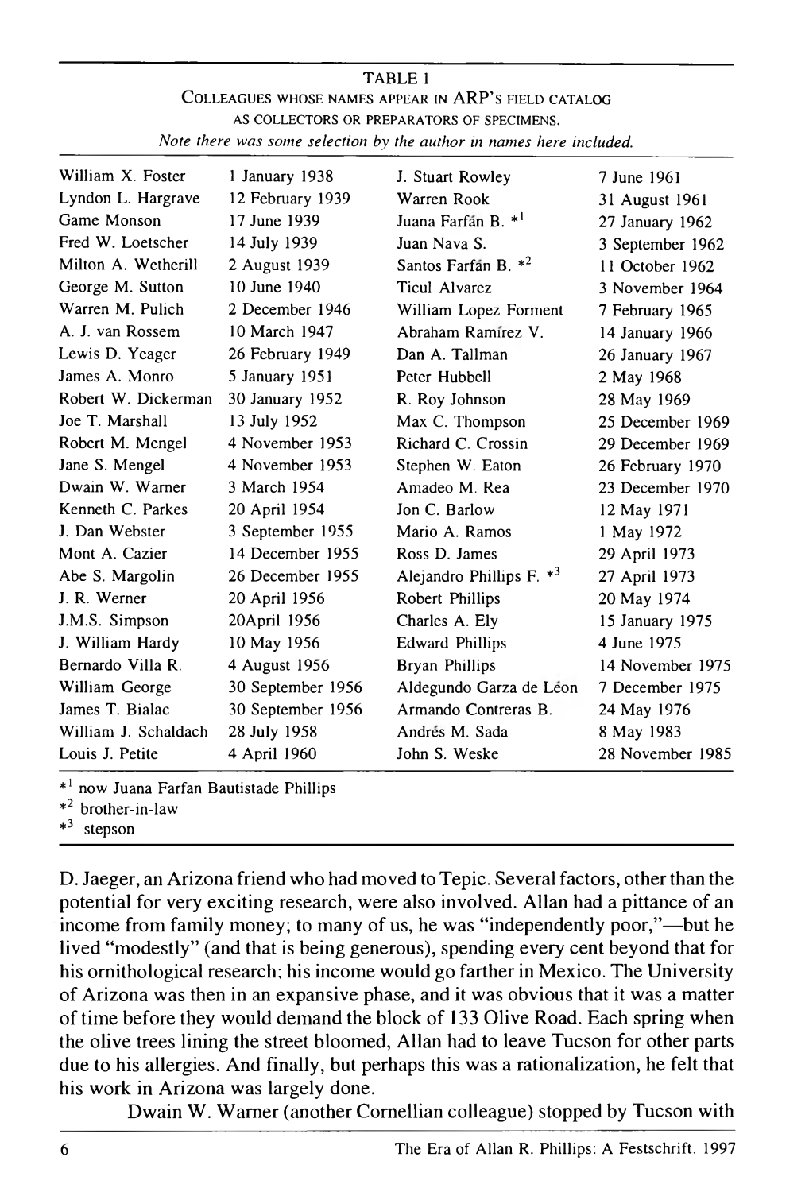TABLE 1

COLLEAGUES WHOSE NAMES APPEAR IN ARP'S FIELD CATALOG AS COLLECTORS OR PREPARATORS OF SPECIMENS.

*Note there was some selection by the author in names here included.*

| | | | |
|---|---|---|---|
| William X. Foster | 1 January 1938 | J. Stuart Rowley | 7 June 1961 |
| Lyndon L. Hargrave | 12 February 1939 | Warren Rook | 31 August 1961 |
| Game Monson | 17 June 1939 | Juana Farfán B. *[1] | 27 January 1962 |
| Fred W. Loetscher | 14 July 1939 | Juan Nava S. | 3 September 1962 |
| Milton A. Wetherill | 2 August 1939 | Santos Farfán B. *[2] | 11 October 1962 |
| George M. Sutton | 10 June 1940 | Ticul Alvarez | 3 November 1964 |
| Warren M. Pulich | 2 December 1946 | William Lopez Forment | 7 February 1965 |
| A. J. van Rossem | 10 March 1947 | Abraham Ramírez V. | 14 January 1966 |
| Lewis D. Yeager | 26 February 1949 | Dan A. Tallman | 26 January 1967 |
| James A. Monro | 5 January 1951 | Peter Hubbell | 2 May 1968 |
| Robert W. Dickerman | 30 January 1952 | R. Roy Johnson | 28 May 1969 |
| Joe T. Marshall | 13 July 1952 | Max C. Thompson | 25 December 1969 |
| Robert M. Mengel | 4 November 1953 | Richard C. Crossin | 29 December 1969 |
| Jane S. Mengel | 4 November 1953 | Stephen W. Eaton | 26 February 1970 |
| Dwain W. Warner | 3 March 1954 | Amadeo M. Rea | 23 December 1970 |
| Kenneth C. Parkes | 20 April 1954 | Jon C. Barlow | 12 May 1971 |
| J. Dan Webster | 3 September 1955 | Mario A. Ramos | 1 May 1972 |
| Mont A. Cazier | 14 December 1955 | Ross D. James | 29 April 1973 |
| Abe S. Margolin | 26 December 1955 | Alejandro Phillips F. *[3] | 27 April 1973 |
| J. R. Werner | 20 April 1956 | Robert Phillips | 20 May 1974 |
| J.M.S. Simpson | 20April 1956 | Charles A. Ely | 15 January 1975 |
| J. William Hardy | 10 May 1956 | Edward Phillips | 4 June 1975 |
| Bernardo Villa R. | 4 August 1956 | Bryan Phillips | 14 November 1975 |
| William George | 30 September 1956 | Aldegundo Garza de Léon | 7 December 1975 |
| James T. Bialac | 30 September 1956 | Armando Contreras B. | 24 May 1976 |
| William J. Schaldach | 28 July 1958 | Andrés M. Sada | 8 May 1983 |
| Louis J. Petite | 4 April 1960 | John S. Weske | 28 November 1985 |

*[1] now Juana Farfan Bautistade Phillips

*[2] brother-in-law

*[3] stepson

D. Jaeger, an Arizona friend who had moved to Tepic. Several factors, other than the potential for very exciting research, were also involved. Allan had a pittance of an income from family money; to many of us, he was "independently poor,"—but he lived "modestly" (and that is being generous), spending every cent beyond that for his ornithological research; his income would go farther in Mexico. The University of Arizona was then in an expansive phase, and it was obvious that it was a matter of time before they would demand the block of 133 Olive Road. Each spring when the olive trees lining the street bloomed, Allan had to leave Tucson for other parts due to his allergies. And finally, but perhaps this was a rationalization, he felt that his work in Arizona was largely done.

Dwain W. Warner (another Cornellian colleague) stopped by Tucson with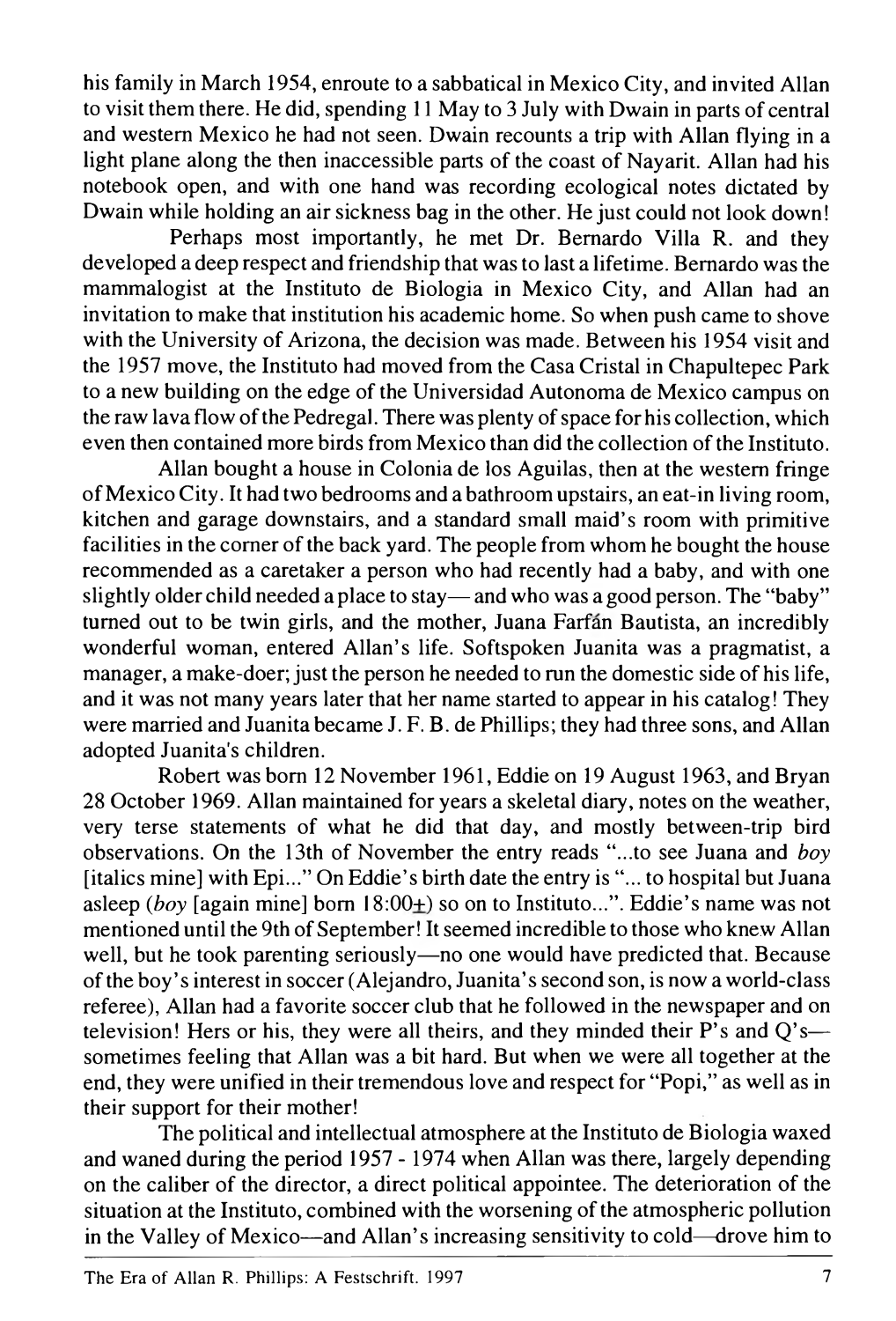his family in March 1954, enroute to a sabbatical in Mexico City, and invited Allan to visit them there. He did, spending 11 May to 3 July with Dwain in parts of central and western Mexico he had not seen. Dwain recounts a trip with Allan flying in a light plane along the then inaccessible parts of the coast of Nayarit. Allan had his notebook open, and with one hand was recording ecological notes dictated by Dwain while holding an air sickness bag in the other. He just could not look down!

Perhaps most importantly, he met Dr. Bernardo Villa R. and they developed a deep respect and friendship that was to last a lifetime. Bernardo was the mammalogist at the Instituto de Biologia in Mexico City, and Allan had an invitation to make that institution his academic home. So when push came to shove with the University of Arizona, the decision was made. Between his 1954 visit and the 1957 move, the Instituto had moved from the Casa Cristal in Chapultepec Park to a new building on the edge of the Universidad Autonoma de Mexico campus on the raw lava flow of the Pedregal. There was plenty of space for his collection, which even then contained more birds from Mexico than did the collection of the Instituto.

Allan bought a house in Colonia de los Aguilas, then at the western fringe of Mexico City. It had two bedrooms and a bathroom upstairs, an eat-in living room, kitchen and garage downstairs, and a standard small maid's room with primitive facilities in the corner of the back yard. The people from whom he bought the house recommended as a caretaker a person who had recently had a baby, and with one slightly older child needed a place to stay— and who was a good person. The "baby" turned out to be twin girls, and the mother, Juana Farfán Bautista, an incredibly wonderful woman, entered Allan's life. Softspoken Juanita was a pragmatist, a manager, a make-doer; just the person he needed to run the domestic side of his life, and it was not many years later that her name started to appear in his catalog! They were married and Juanita became J. F. B. de Phillips; they had three sons, and Allan adopted Juanita's children.

Robert was born 12 November 1961, Eddie on 19 August 1963, and Bryan 28 October 1969. Allan maintained for years a skeletal diary, notes on the weather, very terse statements of what he did that day, and mostly between-trip bird observations. On the 13th of November the entry reads "...to see Juana and *boy* [italics mine] with Epi..." On Eddie's birth date the entry is "... to hospital but Juana asleep (*boy* [again mine] born 18:00±) so on to Instituto...". Eddie's name was not mentioned until the 9th of September! It seemed incredible to those who knew Allan well, but he took parenting seriously—no one would have predicted that. Because of the boy's interest in soccer (Alejandro, Juanita's second son, is now a world-class referee), Allan had a favorite soccer club that he followed in the newspaper and on television! Hers or his, they were all theirs, and they minded their P's and Q's—sometimes feeling that Allan was a bit hard. But when we were all together at the end, they were unified in their tremendous love and respect for "Popi," as well as in their support for their mother!

The political and intellectual atmosphere at the Instituto de Biologia waxed and waned during the period 1957 - 1974 when Allan was there, largely depending on the caliber of the director, a direct political appointee. The deterioration of the situation at the Instituto, combined with the worsening of the atmospheric pollution in the Valley of Mexico—and Allan's increasing sensitivity to cold—drove him to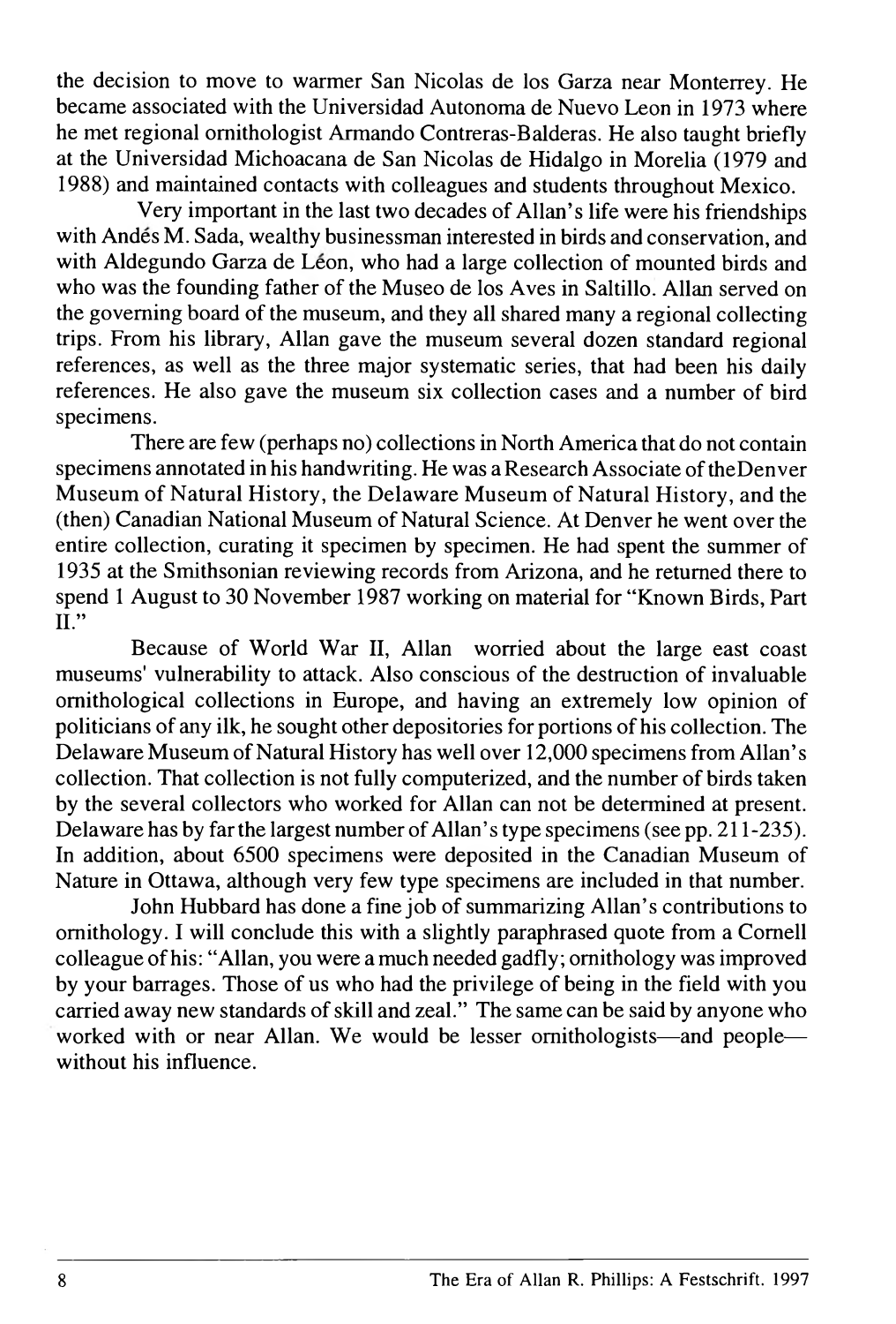the decision to move to warmer San Nicolas de los Garza near Monterrey. He became associated with the Universidad Autonoma de Nuevo Leon in 1973 where he met regional ornithologist Armando Contreras-Balderas. He also taught briefly at the Universidad Michoacana de San Nicolas de Hidalgo in Morelia (1979 and 1988) and maintained contacts with colleagues and students throughout Mexico.

Very important in the last two decades of Allan's life were his friendships with Andés M. Sada, wealthy businessman interested in birds and conservation, and with Aldegundo Garza de Léon, who had a large collection of mounted birds and who was the founding father of the Museo de los Aves in Saltillo. Allan served on the governing board of the museum, and they all shared many a regional collecting trips. From his library, Allan gave the museum several dozen standard regional references, as well as the three major systematic series, that had been his daily references. He also gave the museum six collection cases and a number of bird specimens.

There are few (perhaps no) collections in North America that do not contain specimens annotated in his handwriting. He was a Research Associate of theDenver Museum of Natural History, the Delaware Museum of Natural History, and the (then) Canadian National Museum of Natural Science. At Denver he went over the entire collection, curating it specimen by specimen. He had spent the summer of 1935 at the Smithsonian reviewing records from Arizona, and he returned there to spend 1 August to 30 November 1987 working on material for "Known Birds, Part II."

Because of World War II, Allan worried about the large east coast museums' vulnerability to attack. Also conscious of the destruction of invaluable ornithological collections in Europe, and having an extremely low opinion of politicians of any ilk, he sought other depositories for portions of his collection. The Delaware Museum of Natural History has well over 12,000 specimens from Allan's collection. That collection is not fully computerized, and the number of birds taken by the several collectors who worked for Allan can not be determined at present. Delaware has by far the largest number of Allan's type specimens (see pp. 211-235). In addition, about 6500 specimens were deposited in the Canadian Museum of Nature in Ottawa, although very few type specimens are included in that number.

John Hubbard has done a fine job of summarizing Allan's contributions to ornithology. I will conclude this with a slightly paraphrased quote from a Cornell colleague of his: "Allan, you were a much needed gadfly; ornithology was improved by your barrages. Those of us who had the privilege of being in the field with you carried away new standards of skill and zeal." The same can be said by anyone who worked with or near Allan. We would be lesser ornithologists—and people—without his influence.